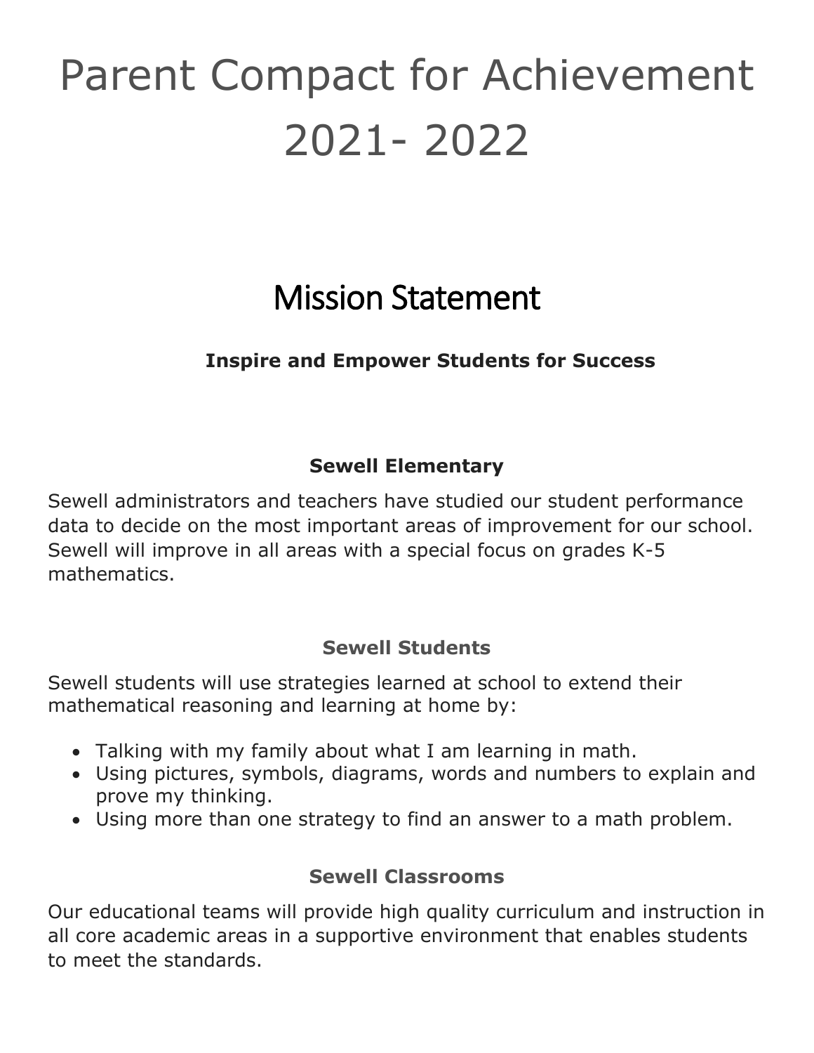# Parent Compact for Achievement 2021- 2022

## Mission Statement

**Inspire and Empower Students for Success**

### Sewell Elementary

Sewell administrators and teachers have studied our student performance data to decide on the most important areas of improvement for our school. Sewell will improve in all areas with a special focus on grades K-5 mathematics.

### Sewell Students

Sewell students will use strategies learned at school to extend their mathematical reasoning and learning at home by:

- Talking with my family about what I am learning in math.
- Using pictures, symbols, diagrams, words and numbers to explain and prove my thinking.
- Using more than one strategy to find an answer to a math problem.

### Sewell Classrooms

Our educational teams will provide high quality curriculum and instruction in all core academic areas in a supportive environment that enables students to meet the standards.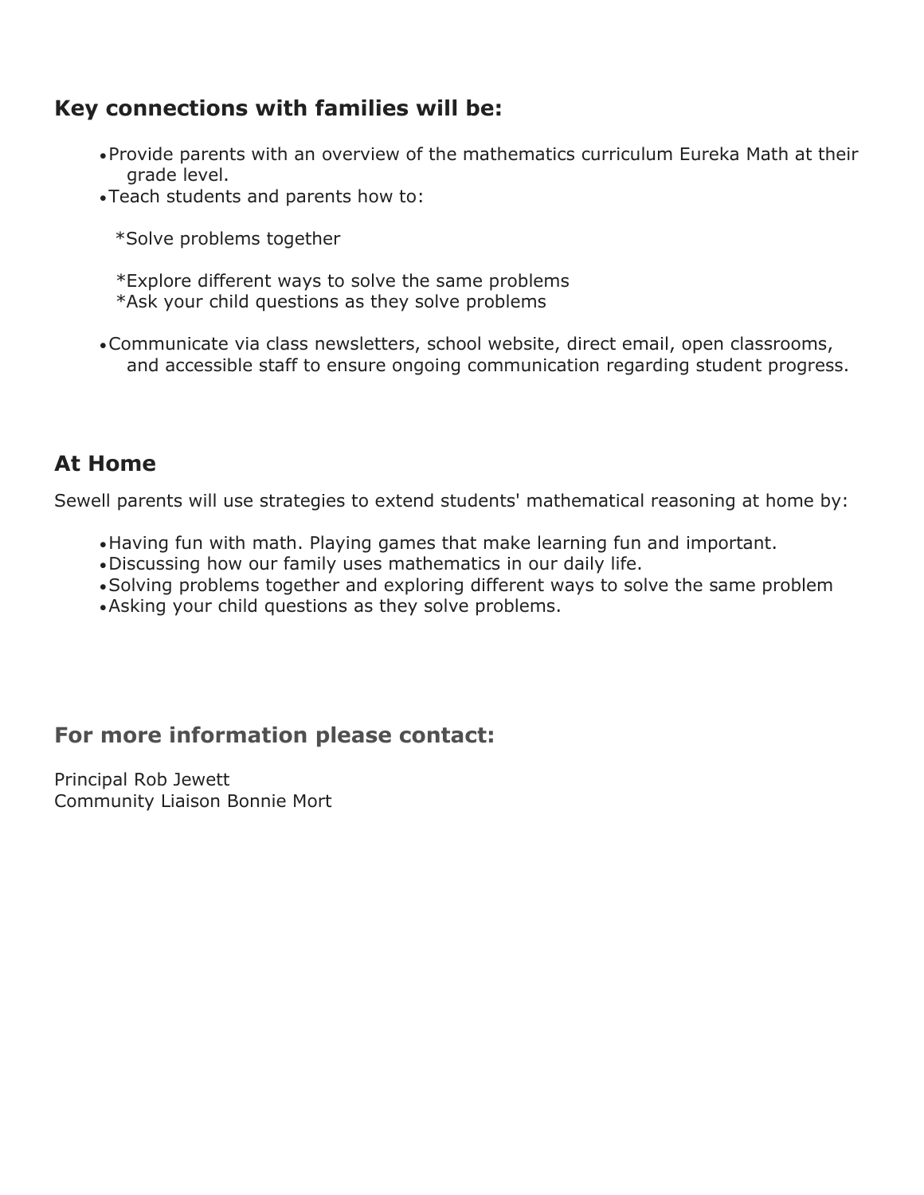## Key connections with families will be:

- Provide parents with an overview of the mathematics curriculum Eureka Math at their grade level.
- Teach students and parents how to:

  *Solve problems together

  *Explore different ways to solve the same problems
  *Ask your child questions as they solve problems

- Communicate via class newsletters, school website, direct email, open classrooms, and accessible staff to ensure ongoing communication regarding student progress.

## At Home

Sewell parents will use strategies to extend students' mathematical reasoning at home by:

- Having fun with math. Playing games that make learning fun and important.
- Discussing how our family uses mathematics in our daily life.
- Solving problems together and exploring different ways to solve the same problem
- Asking your child questions as they solve problems.

## For more information please contact:

Principal Rob Jewett
Community Liaison Bonnie Mort